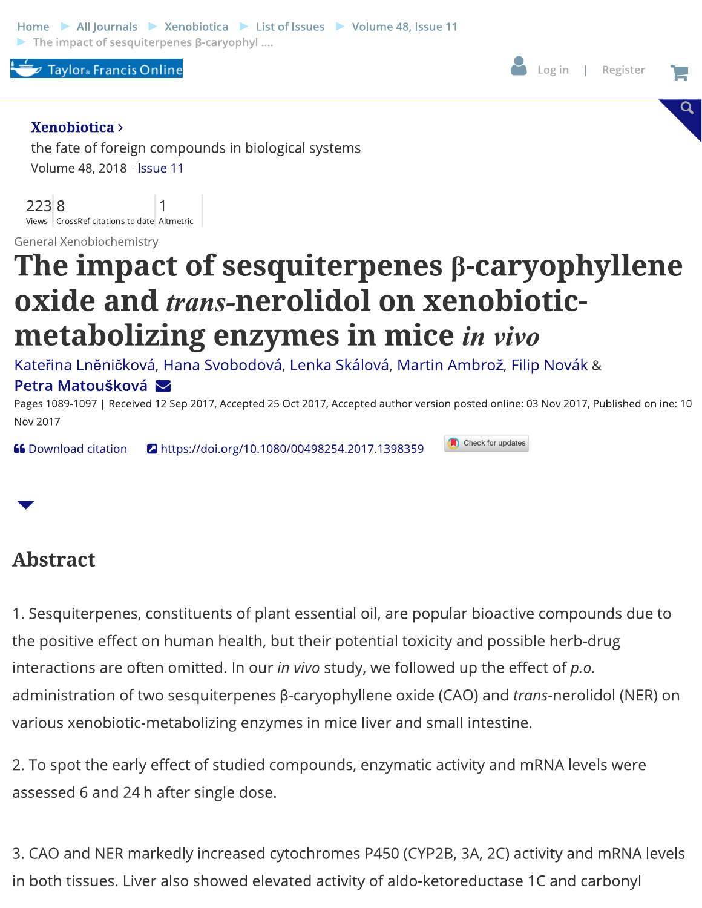Home ▶ All Journals ▶ Xenobiotica ▶ List of Issues ▶ Volume 48, Issue 11 ▶ The impact of sesquiterpenes β-caryophyl ....

**Xenobiotica** ›

the fate of foreign compounds in biological systems

Volume 48, 2018 - Issue 11

223 Views | 8 CrossRef citations to date | 1 Altmetric

General Xenobiochemistry

# The impact of sesquiterpenes β-caryophyllene oxide and *trans*-nerolidol on xenobiotic-metabolizing enzymes in mice *in vivo*

Kateřina Lněničková, Hana Svobodová, Lenka Skálová, Martin Ambrož, Filip Novák & Petra Matoušková

Pages 1089-1097 | Received 12 Sep 2017, Accepted 25 Oct 2017, Accepted author version posted online: 03 Nov 2017, Published online: 10 Nov 2017

Download citation https://doi.org/10.1080/00498254.2017.1398359

## Abstract

1. Sesquiterpenes, constituents of plant essential oil, are popular bioactive compounds due to the positive effect on human health, but their potential toxicity and possible herb-drug interactions are often omitted. In our *in vivo* study, we followed up the effect of *p.o.* administration of two sesquiterpenes β-caryophyllene oxide (CAO) and *trans*-nerolidol (NER) on various xenobiotic-metabolizing enzymes in mice liver and small intestine.

2. To spot the early effect of studied compounds, enzymatic activity and mRNA levels were assessed 6 and 24 h after single dose.

3. CAO and NER markedly increased cytochromes P450 (CYP2B, 3A, 2C) activity and mRNA levels in both tissues. Liver also showed elevated activity of aldo-ketoreductase 1C and carbonyl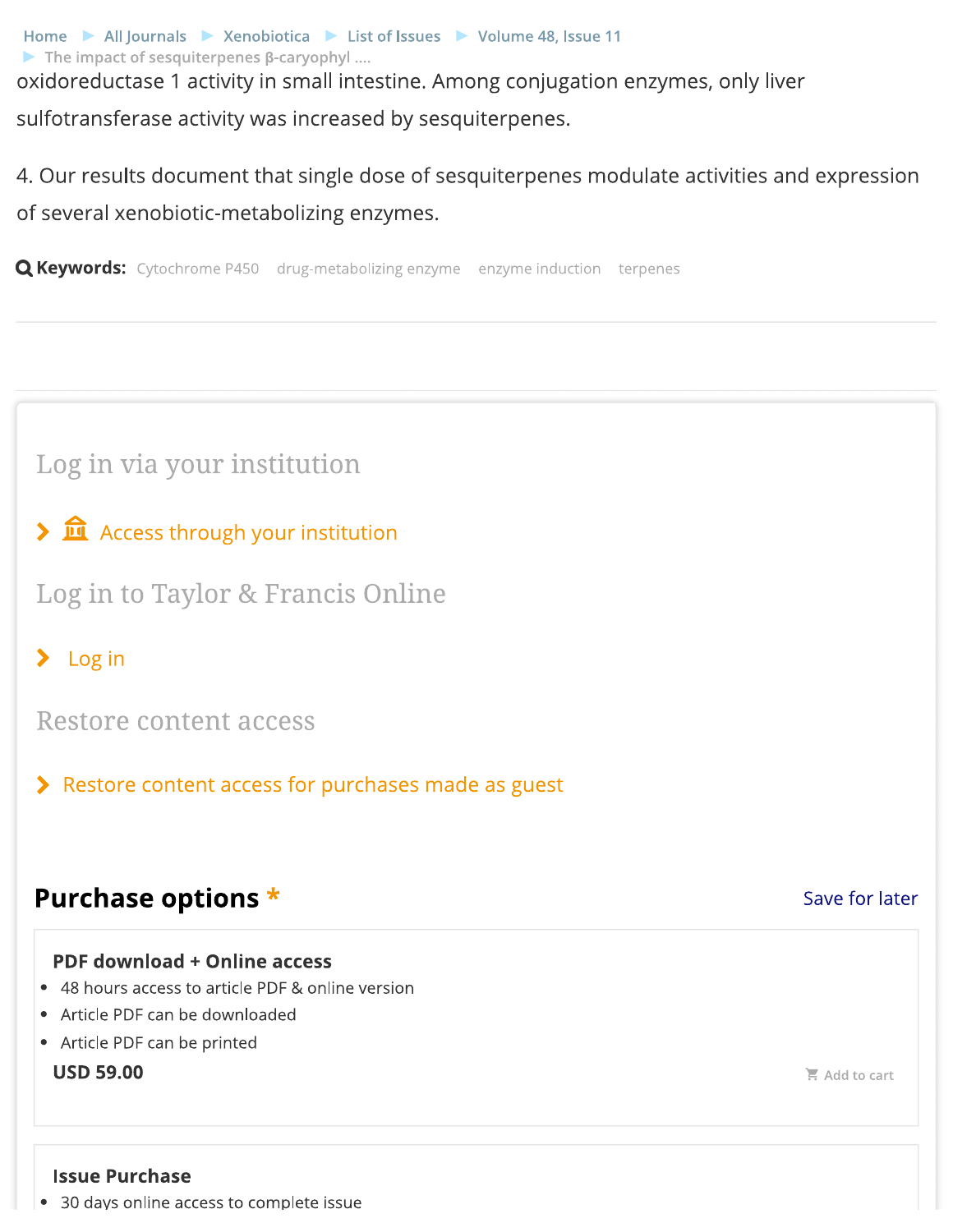oxidoreductase 1 activity in small intestine. Among conjugation enzymes, only liver sulfotransferase activity was increased by sesquiterpenes.

4. Our results document that single dose of sesquiterpenes modulate activities and expression of several xenobiotic-metabolizing enzymes.

**Keywords:** Cytochrome P450 drug-metabolizing enzyme enzyme induction terpenes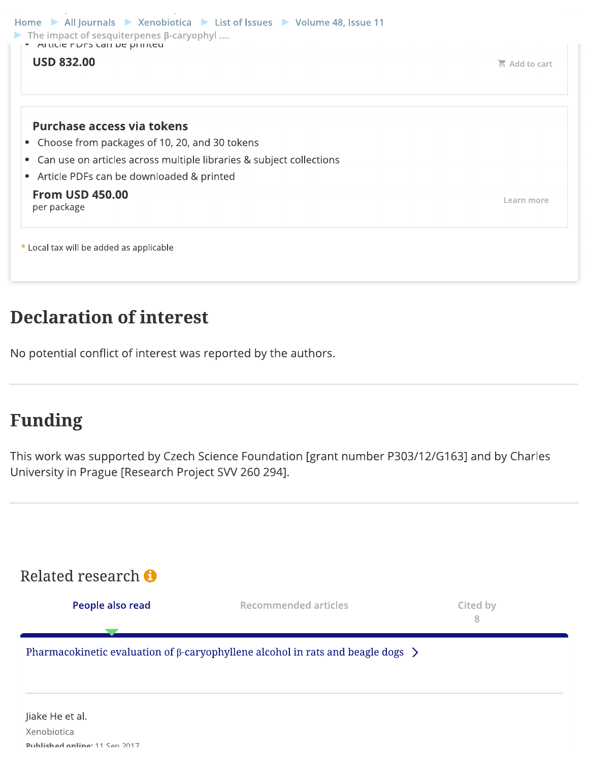- Article PDFs can be printed

**USD 832.00**

Add to cart

**Purchase access via tokens**

- Choose from packages of 10, 20, and 30 tokens
- Can use on articles across multiple libraries & subject collections
- Article PDFs can be downloaded & printed

**From USD 450.00**
per package

Learn more

* Local tax will be added as applicable

# Declaration of interest

No potential conflict of interest was reported by the authors.

# Funding

This work was supported by Czech Science Foundation [grant number P303/12/G163] and by Charles University in Prague [Research Project SVV 260 294].

## Related research

People also read | Recommended articles | Cited by 8

Pharmacokinetic evaluation of β-caryophyllene alcohol in rats and beagle dogs

Jiake He et al.
Xenobiotica
**Published online:** 11 Sep 2017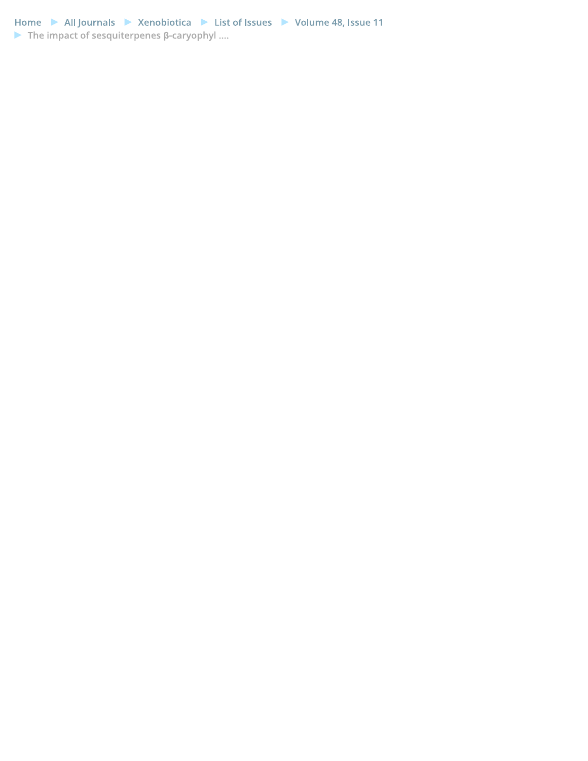Home ► All Journals ► Xenobiotica ► List of Issues ► Volume 48, Issue 11
► The impact of sesquiterpenes β-caryophyl ....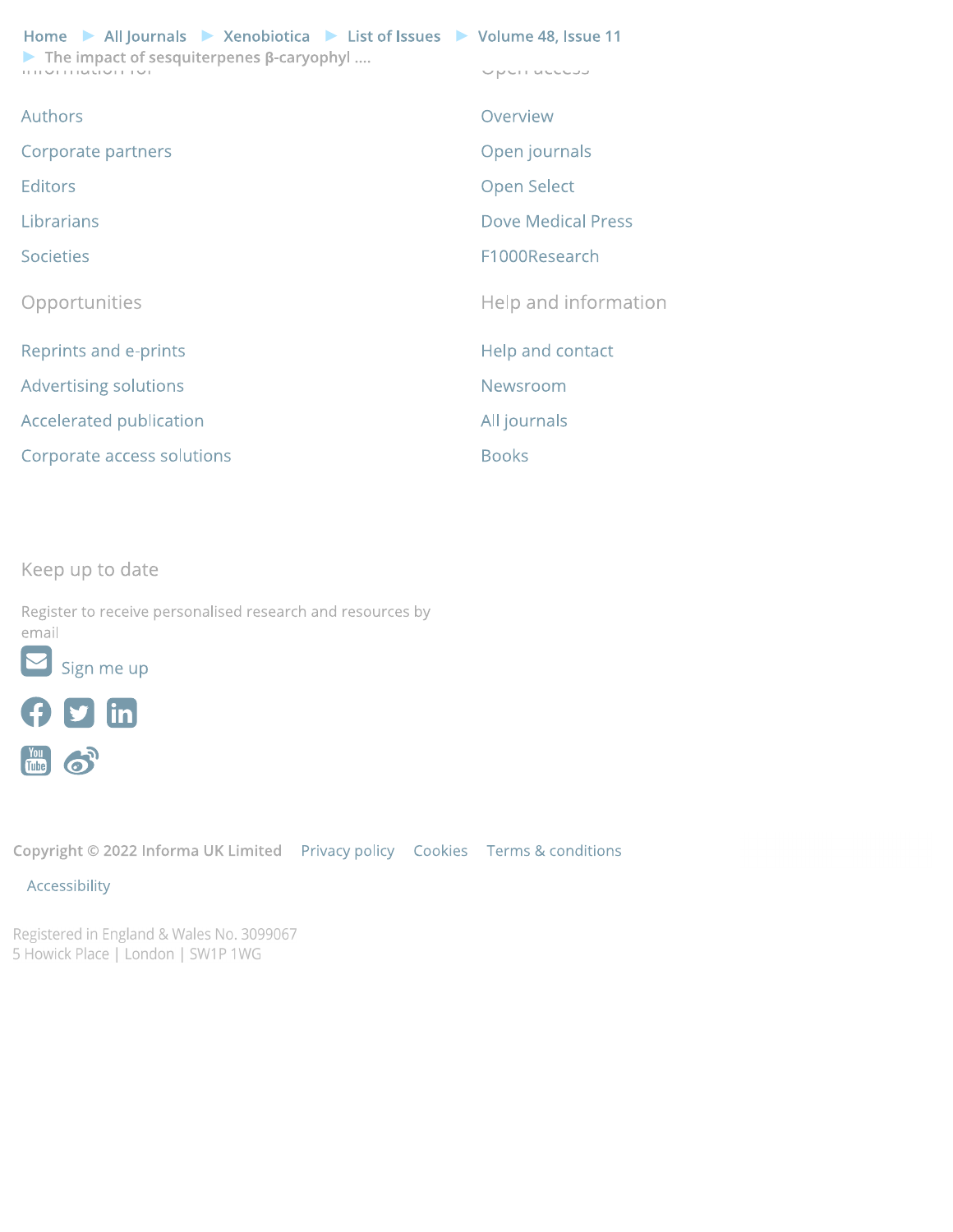Home ▶ All Journals ▶ Xenobiotica ▶ List of Issues ▶ Volume 48, Issue 11 ▶ The impact of sesquiterpenes β-caryophyl ....

Information for

- Authors
- Corporate partners
- Editors
- Librarians
- Societies

Open access

- Overview
- Open journals
- Open Select
- Dove Medical Press
- F1000Research

## Opportunities

- Reprints and e-prints
- Advertising solutions
- Accelerated publication
- Corporate access solutions

## Help and information

- Help and contact
- Newsroom
- All journals
- Books

## Keep up to date

Register to receive personalised research and resources by email

Sign me up

Copyright © 2022 Informa UK Limited Privacy policy Cookies Terms & conditions

Accessibility

Registered in England & Wales No. 3099067
5 Howick Place | London | SW1P 1WG